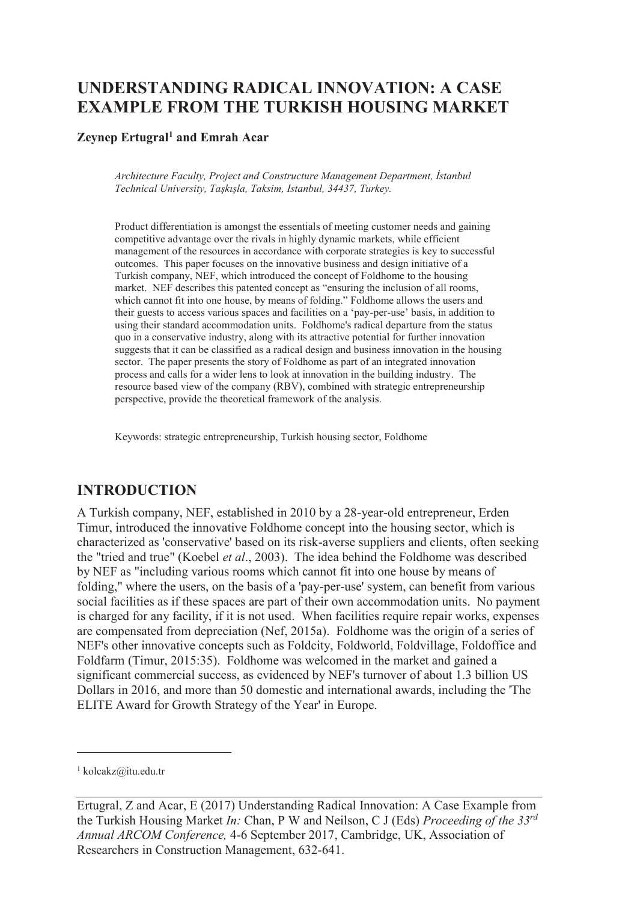# UNDERSTANDING RADICAL INNOVATION: A CASE EXAMPLE FROM THE TURKISH HOUSING MARKET

**Zeynep Ertugral[1] and Emrah Acar**

*Architecture Faculty, Project and Constructure Management Department, İstanbul Technical University, Taşkışla, Taksim, Istanbul, 34437, Turkey.*

Product differentiation is amongst the essentials of meeting customer needs and gaining competitive advantage over the rivals in highly dynamic markets, while efficient management of the resources in accordance with corporate strategies is key to successful outcomes. This paper focuses on the innovative business and design initiative of a Turkish company, NEF, which introduced the concept of Foldhome to the housing market. NEF describes this patented concept as "ensuring the inclusion of all rooms, which cannot fit into one house, by means of folding." Foldhome allows the users and their guests to access various spaces and facilities on a 'pay-per-use' basis, in addition to using their standard accommodation units. Foldhome's radical departure from the status quo in a conservative industry, along with its attractive potential for further innovation suggests that it can be classified as a radical design and business innovation in the housing sector. The paper presents the story of Foldhome as part of an integrated innovation process and calls for a wider lens to look at innovation in the building industry. The resource based view of the company (RBV), combined with strategic entrepreneurship perspective, provide the theoretical framework of the analysis.

Keywords: strategic entrepreneurship, Turkish housing sector, Foldhome

## INTRODUCTION

A Turkish company, NEF, established in 2010 by a 28-year-old entrepreneur, Erden Timur, introduced the innovative Foldhome concept into the housing sector, which is characterized as 'conservative' based on its risk-averse suppliers and clients, often seeking the "tried and true" (Koebel *et al*., 2003). The idea behind the Foldhome was described by NEF as "including various rooms which cannot fit into one house by means of folding," where the users, on the basis of a 'pay-per-use' system, can benefit from various social facilities as if these spaces are part of their own accommodation units. No payment is charged for any facility, if it is not used. When facilities require repair works, expenses are compensated from depreciation (Nef, 2015a). Foldhome was the origin of a series of NEF's other innovative concepts such as Foldcity, Foldworld, Foldvillage, Foldoffice and Foldfarm (Timur, 2015:35). Foldhome was welcomed in the market and gained a significant commercial success, as evidenced by NEF's turnover of about 1.3 billion US Dollars in 2016, and more than 50 domestic and international awards, including the 'The ELITE Award for Growth Strategy of the Year' in Europe.

[1] kolcakz@itu.edu.tr

Ertugral, Z and Acar, E (2017) Understanding Radical Innovation: A Case Example from the Turkish Housing Market *In:* Chan, P W and Neilson, C J (Eds) *Proceeding of the 33rd Annual ARCOM Conference,* 4-6 September 2017, Cambridge, UK, Association of Researchers in Construction Management, 632-641.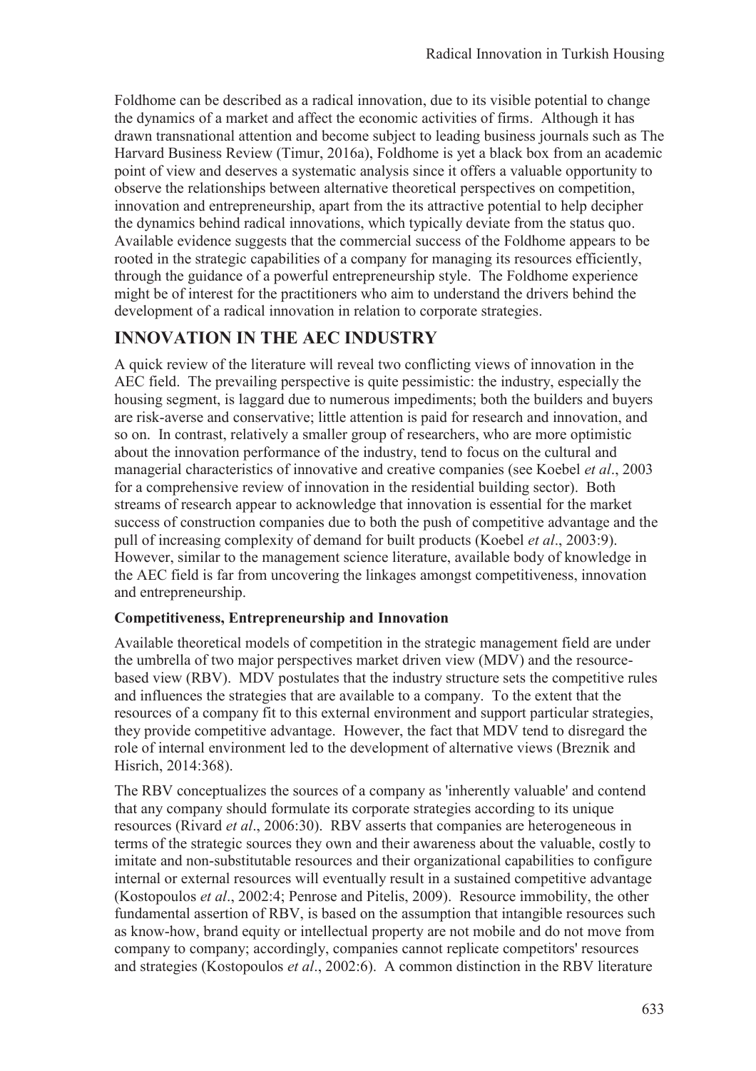Foldhome can be described as a radical innovation, due to its visible potential to change the dynamics of a market and affect the economic activities of firms. Although it has drawn transnational attention and become subject to leading business journals such as The Harvard Business Review (Timur, 2016a), Foldhome is yet a black box from an academic point of view and deserves a systematic analysis since it offers a valuable opportunity to observe the relationships between alternative theoretical perspectives on competition, innovation and entrepreneurship, apart from the its attractive potential to help decipher the dynamics behind radical innovations, which typically deviate from the status quo. Available evidence suggests that the commercial success of the Foldhome appears to be rooted in the strategic capabilities of a company for managing its resources efficiently, through the guidance of a powerful entrepreneurship style. The Foldhome experience might be of interest for the practitioners who aim to understand the drivers behind the development of a radical innovation in relation to corporate strategies.

## INNOVATION IN THE AEC INDUSTRY

A quick review of the literature will reveal two conflicting views of innovation in the AEC field. The prevailing perspective is quite pessimistic: the industry, especially the housing segment, is laggard due to numerous impediments; both the builders and buyers are risk-averse and conservative; little attention is paid for research and innovation, and so on. In contrast, relatively a smaller group of researchers, who are more optimistic about the innovation performance of the industry, tend to focus on the cultural and managerial characteristics of innovative and creative companies (see Koebel *et al*., 2003 for a comprehensive review of innovation in the residential building sector). Both streams of research appear to acknowledge that innovation is essential for the market success of construction companies due to both the push of competitive advantage and the pull of increasing complexity of demand for built products (Koebel *et al*., 2003:9). However, similar to the management science literature, available body of knowledge in the AEC field is far from uncovering the linkages amongst competitiveness, innovation and entrepreneurship.

### Competitiveness, Entrepreneurship and Innovation

Available theoretical models of competition in the strategic management field are under the umbrella of two major perspectives market driven view (MDV) and the resource-based view (RBV). MDV postulates that the industry structure sets the competitive rules and influences the strategies that are available to a company. To the extent that the resources of a company fit to this external environment and support particular strategies, they provide competitive advantage. However, the fact that MDV tend to disregard the role of internal environment led to the development of alternative views (Breznik and Hisrich, 2014:368).

The RBV conceptualizes the sources of a company as 'inherently valuable' and contend that any company should formulate its corporate strategies according to its unique resources (Rivard *et al*., 2006:30). RBV asserts that companies are heterogeneous in terms of the strategic sources they own and their awareness about the valuable, costly to imitate and non-substitutable resources and their organizational capabilities to configure internal or external resources will eventually result in a sustained competitive advantage (Kostopoulos *et al*., 2002:4; Penrose and Pitelis, 2009). Resource immobility, the other fundamental assertion of RBV, is based on the assumption that intangible resources such as know-how, brand equity or intellectual property are not mobile and do not move from company to company; accordingly, companies cannot replicate competitors' resources and strategies (Kostopoulos *et al*., 2002:6). A common distinction in the RBV literature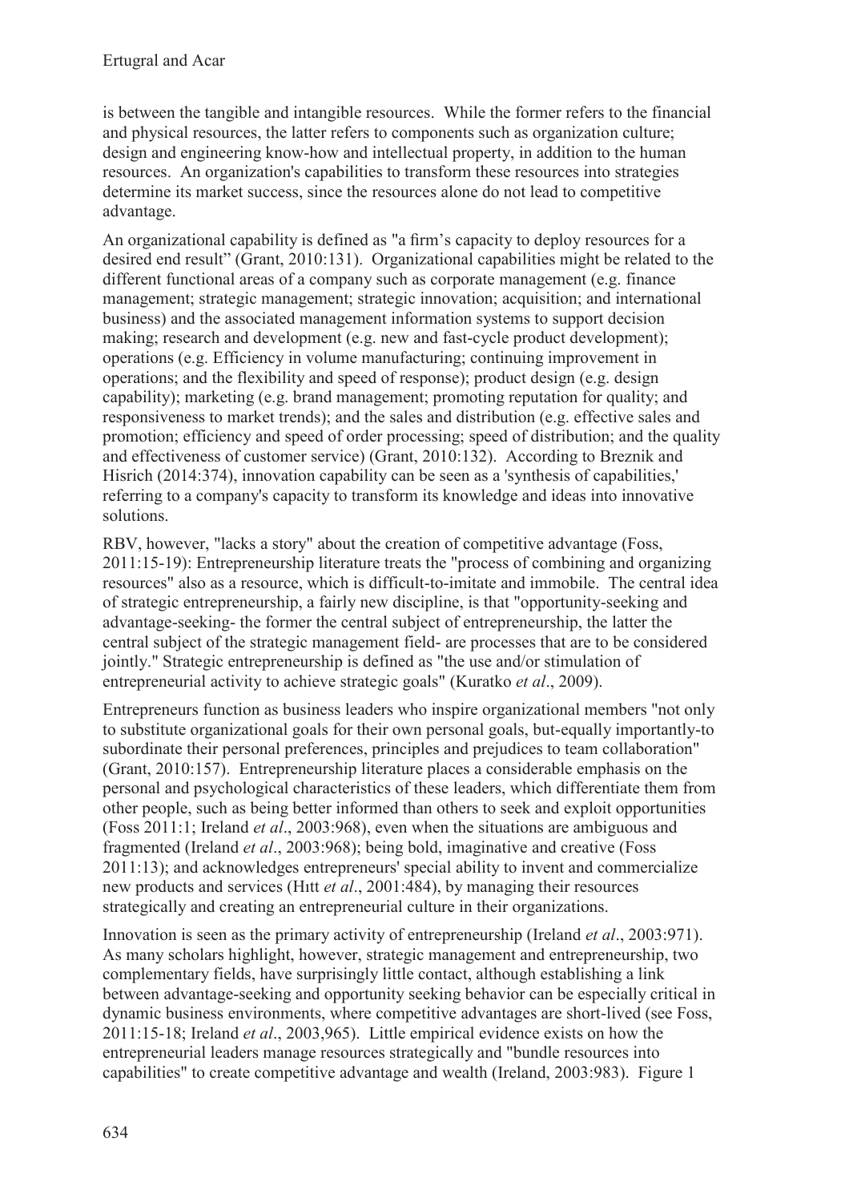is between the tangible and intangible resources. While the former refers to the financial and physical resources, the latter refers to components such as organization culture; design and engineering know-how and intellectual property, in addition to the human resources. An organization's capabilities to transform these resources into strategies determine its market success, since the resources alone do not lead to competitive advantage.

An organizational capability is defined as "a firm's capacity to deploy resources for a desired end result" (Grant, 2010:131). Organizational capabilities might be related to the different functional areas of a company such as corporate management (e.g. finance management; strategic management; strategic innovation; acquisition; and international business) and the associated management information systems to support decision making; research and development (e.g. new and fast-cycle product development); operations (e.g. Efficiency in volume manufacturing; continuing improvement in operations; and the flexibility and speed of response); product design (e.g. design capability); marketing (e.g. brand management; promoting reputation for quality; and responsiveness to market trends); and the sales and distribution (e.g. effective sales and promotion; efficiency and speed of order processing; speed of distribution; and the quality and effectiveness of customer service) (Grant, 2010:132). According to Breznik and Hisrich (2014:374), innovation capability can be seen as a 'synthesis of capabilities,' referring to a company's capacity to transform its knowledge and ideas into innovative solutions.

RBV, however, "lacks a story" about the creation of competitive advantage (Foss, 2011:15-19): Entrepreneurship literature treats the "process of combining and organizing resources" also as a resource, which is difficult-to-imitate and immobile. The central idea of strategic entrepreneurship, a fairly new discipline, is that "opportunity-seeking and advantage-seeking- the former the central subject of entrepreneurship, the latter the central subject of the strategic management field- are processes that are to be considered jointly." Strategic entrepreneurship is defined as "the use and/or stimulation of entrepreneurial activity to achieve strategic goals" (Kuratko *et al*., 2009).

Entrepreneurs function as business leaders who inspire organizational members "not only to substitute organizational goals for their own personal goals, but-equally importantly-to subordinate their personal preferences, principles and prejudices to team collaboration" (Grant, 2010:157). Entrepreneurship literature places a considerable emphasis on the personal and psychological characteristics of these leaders, which differentiate them from other people, such as being better informed than others to seek and exploit opportunities (Foss 2011:1; Ireland *et al*., 2003:968), even when the situations are ambiguous and fragmented (Ireland *et al*., 2003:968); being bold, imaginative and creative (Foss 2011:13); and acknowledges entrepreneurs' special ability to invent and commercialize new products and services (Hıtt *et al*., 2001:484), by managing their resources strategically and creating an entrepreneurial culture in their organizations.

Innovation is seen as the primary activity of entrepreneurship (Ireland *et al*., 2003:971). As many scholars highlight, however, strategic management and entrepreneurship, two complementary fields, have surprisingly little contact, although establishing a link between advantage-seeking and opportunity seeking behavior can be especially critical in dynamic business environments, where competitive advantages are short-lived (see Foss, 2011:15-18; Ireland *et al*., 2003,965). Little empirical evidence exists on how the entrepreneurial leaders manage resources strategically and "bundle resources into capabilities" to create competitive advantage and wealth (Ireland, 2003:983). Figure 1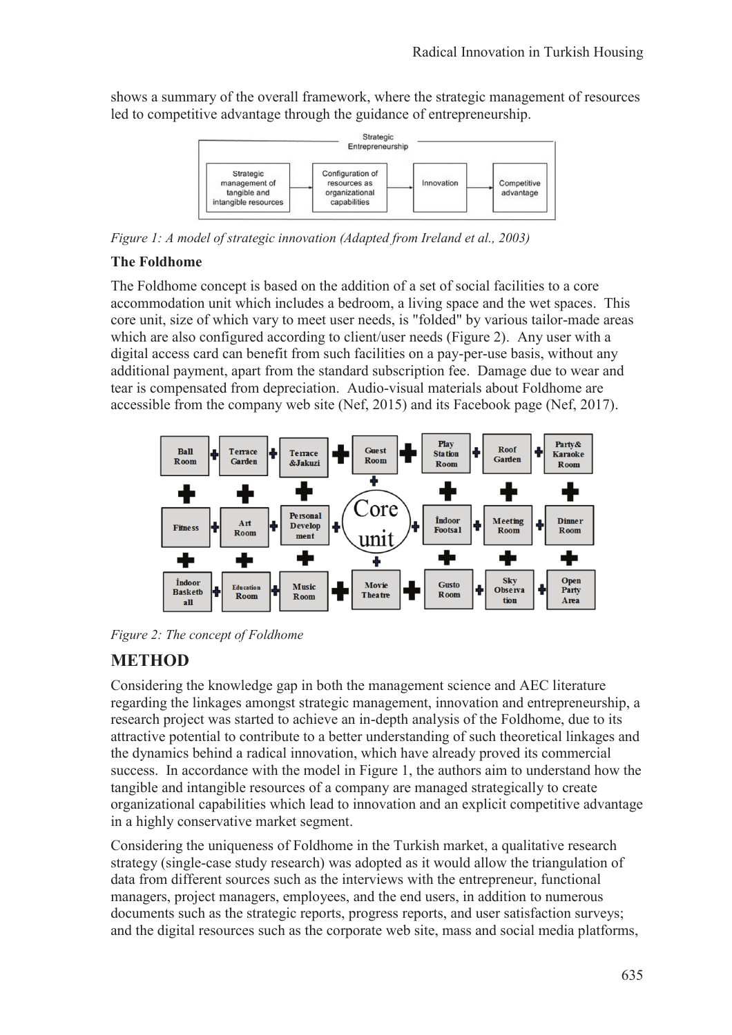shows a summary of the overall framework, where the strategic management of resources led to competitive advantage through the guidance of entrepreneurship.

Figure 1: A model of strategic innovation (Adapted from Ireland et al., 2003)

### The Foldhome

The Foldhome concept is based on the addition of a set of social facilities to a core accommodation unit which includes a bedroom, a living space and the wet spaces. This core unit, size of which vary to meet user needs, is "folded" by various tailor-made areas which are also configured according to client/user needs (Figure 2). Any user with a digital access card can benefit from such facilities on a pay-per-use basis, without any additional payment, apart from the standard subscription fee. Damage due to wear and tear is compensated from depreciation. Audio-visual materials about Foldhome are accessible from the company web site (Nef, 2015) and its Facebook page (Nef, 2017).

Figure 2: The concept of Foldhome

## METHOD

Considering the knowledge gap in both the management science and AEC literature regarding the linkages amongst strategic management, innovation and entrepreneurship, a research project was started to achieve an in-depth analysis of the Foldhome, due to its attractive potential to contribute to a better understanding of such theoretical linkages and the dynamics behind a radical innovation, which have already proved its commercial success. In accordance with the model in Figure 1, the authors aim to understand how the tangible and intangible resources of a company are managed strategically to create organizational capabilities which lead to innovation and an explicit competitive advantage in a highly conservative market segment.

Considering the uniqueness of Foldhome in the Turkish market, a qualitative research strategy (single-case study research) was adopted as it would allow the triangulation of data from different sources such as the interviews with the entrepreneur, functional managers, project managers, employees, and the end users, in addition to numerous documents such as the strategic reports, progress reports, and user satisfaction surveys; and the digital resources such as the corporate web site, mass and social media platforms,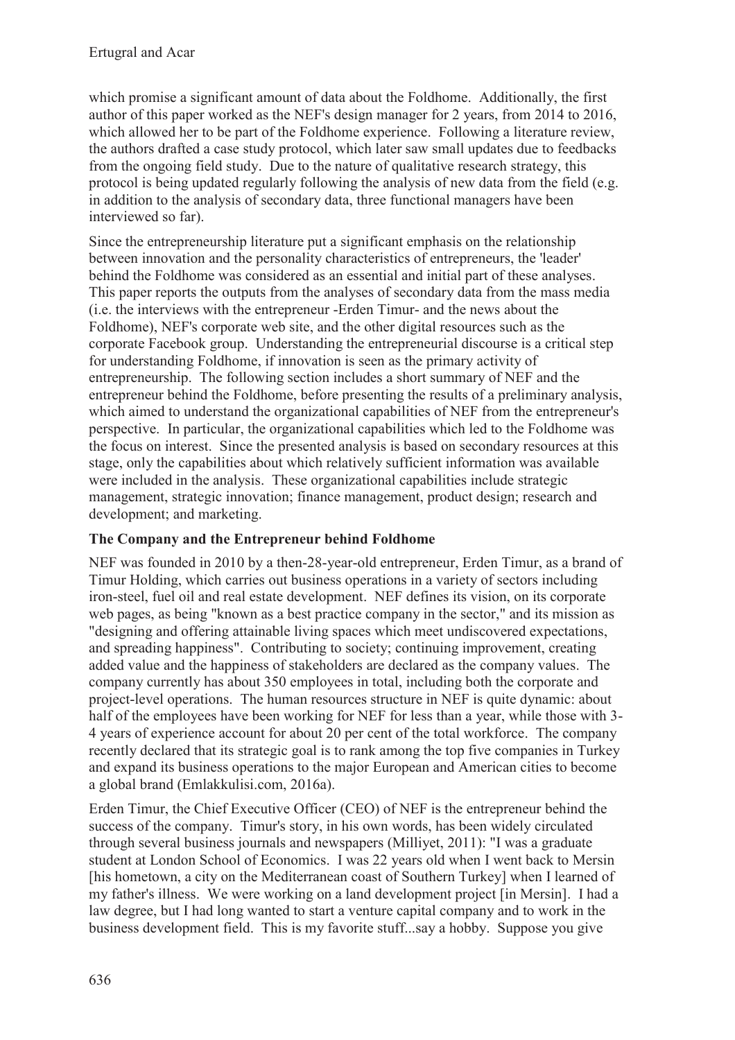which promise a significant amount of data about the Foldhome. Additionally, the first author of this paper worked as the NEF's design manager for 2 years, from 2014 to 2016, which allowed her to be part of the Foldhome experience. Following a literature review, the authors drafted a case study protocol, which later saw small updates due to feedbacks from the ongoing field study. Due to the nature of qualitative research strategy, this protocol is being updated regularly following the analysis of new data from the field (e.g. in addition to the analysis of secondary data, three functional managers have been interviewed so far).

Since the entrepreneurship literature put a significant emphasis on the relationship between innovation and the personality characteristics of entrepreneurs, the 'leader' behind the Foldhome was considered as an essential and initial part of these analyses. This paper reports the outputs from the analyses of secondary data from the mass media (i.e. the interviews with the entrepreneur -Erden Timur- and the news about the Foldhome), NEF's corporate web site, and the other digital resources such as the corporate Facebook group. Understanding the entrepreneurial discourse is a critical step for understanding Foldhome, if innovation is seen as the primary activity of entrepreneurship. The following section includes a short summary of NEF and the entrepreneur behind the Foldhome, before presenting the results of a preliminary analysis, which aimed to understand the organizational capabilities of NEF from the entrepreneur's perspective. In particular, the organizational capabilities which led to the Foldhome was the focus on interest. Since the presented analysis is based on secondary resources at this stage, only the capabilities about which relatively sufficient information was available were included in the analysis. These organizational capabilities include strategic management, strategic innovation; finance management, product design; research and development; and marketing.

**The Company and the Entrepreneur behind Foldhome**

NEF was founded in 2010 by a then-28-year-old entrepreneur, Erden Timur, as a brand of Timur Holding, which carries out business operations in a variety of sectors including iron-steel, fuel oil and real estate development. NEF defines its vision, on its corporate web pages, as being "known as a best practice company in the sector," and its mission as "designing and offering attainable living spaces which meet undiscovered expectations, and spreading happiness". Contributing to society; continuing improvement, creating added value and the happiness of stakeholders are declared as the company values. The company currently has about 350 employees in total, including both the corporate and project-level operations. The human resources structure in NEF is quite dynamic: about half of the employees have been working for NEF for less than a year, while those with 3-4 years of experience account for about 20 per cent of the total workforce. The company recently declared that its strategic goal is to rank among the top five companies in Turkey and expand its business operations to the major European and American cities to become a global brand (Emlakkulisi.com, 2016a).

Erden Timur, the Chief Executive Officer (CEO) of NEF is the entrepreneur behind the success of the company. Timur's story, in his own words, has been widely circulated through several business journals and newspapers (Milliyet, 2011): "I was a graduate student at London School of Economics. I was 22 years old when I went back to Mersin [his hometown, a city on the Mediterranean coast of Southern Turkey] when I learned of my father's illness. We were working on a land development project [in Mersin]. I had a law degree, but I had long wanted to start a venture capital company and to work in the business development field. This is my favorite stuff...say a hobby. Suppose you give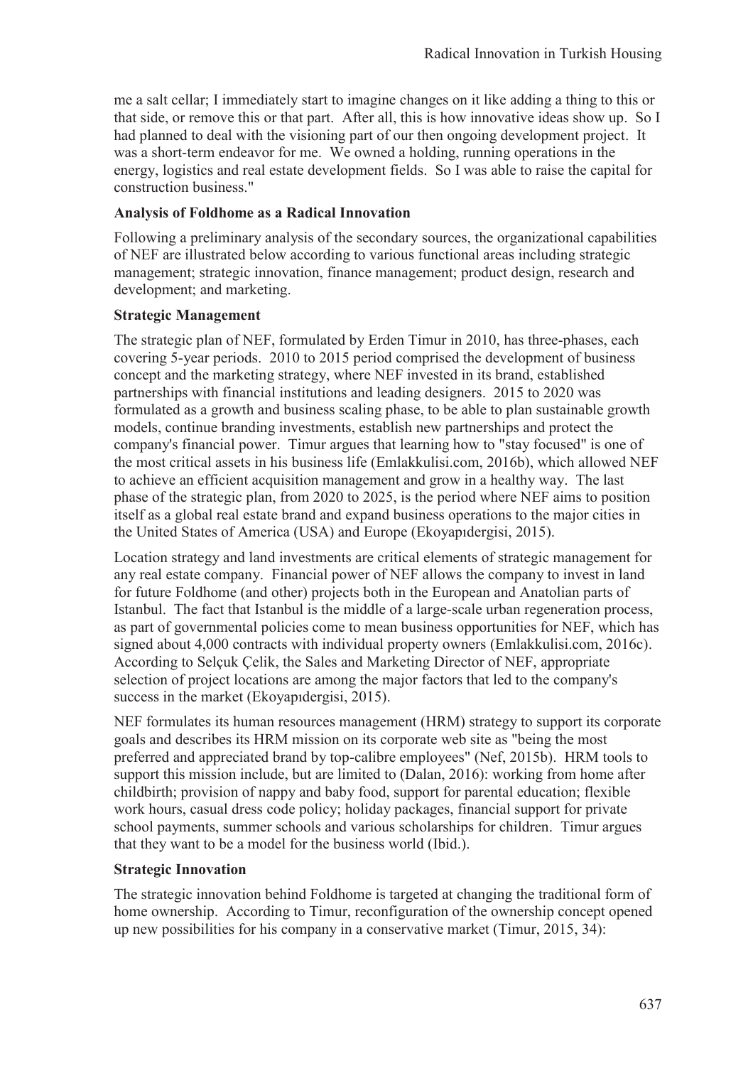me a salt cellar; I immediately start to imagine changes on it like adding a thing to this or that side, or remove this or that part. After all, this is how innovative ideas show up. So I had planned to deal with the visioning part of our then ongoing development project. It was a short-term endeavor for me. We owned a holding, running operations in the energy, logistics and real estate development fields. So I was able to raise the capital for construction business."

## Analysis of Foldhome as a Radical Innovation

Following a preliminary analysis of the secondary sources, the organizational capabilities of NEF are illustrated below according to various functional areas including strategic management; strategic innovation, finance management; product design, research and development; and marketing.

### Strategic Management

The strategic plan of NEF, formulated by Erden Timur in 2010, has three-phases, each covering 5-year periods. 2010 to 2015 period comprised the development of business concept and the marketing strategy, where NEF invested in its brand, established partnerships with financial institutions and leading designers. 2015 to 2020 was formulated as a growth and business scaling phase, to be able to plan sustainable growth models, continue branding investments, establish new partnerships and protect the company's financial power. Timur argues that learning how to "stay focused" is one of the most critical assets in his business life (Emlakkulisi.com, 2016b), which allowed NEF to achieve an efficient acquisition management and grow in a healthy way. The last phase of the strategic plan, from 2020 to 2025, is the period where NEF aims to position itself as a global real estate brand and expand business operations to the major cities in the United States of America (USA) and Europe (Ekoyapıdergisi, 2015).

Location strategy and land investments are critical elements of strategic management for any real estate company. Financial power of NEF allows the company to invest in land for future Foldhome (and other) projects both in the European and Anatolian parts of Istanbul. The fact that Istanbul is the middle of a large-scale urban regeneration process, as part of governmental policies come to mean business opportunities for NEF, which has signed about 4,000 contracts with individual property owners (Emlakkulisi.com, 2016c). According to Selçuk Çelik, the Sales and Marketing Director of NEF, appropriate selection of project locations are among the major factors that led to the company's success in the market (Ekoyapıdergisi, 2015).

NEF formulates its human resources management (HRM) strategy to support its corporate goals and describes its HRM mission on its corporate web site as "being the most preferred and appreciated brand by top-calibre employees" (Nef, 2015b). HRM tools to support this mission include, but are limited to (Dalan, 2016): working from home after childbirth; provision of nappy and baby food, support for parental education; flexible work hours, casual dress code policy; holiday packages, financial support for private school payments, summer schools and various scholarships for children. Timur argues that they want to be a model for the business world (Ibid.).

### Strategic Innovation

The strategic innovation behind Foldhome is targeted at changing the traditional form of home ownership. According to Timur, reconfiguration of the ownership concept opened up new possibilities for his company in a conservative market (Timur, 2015, 34):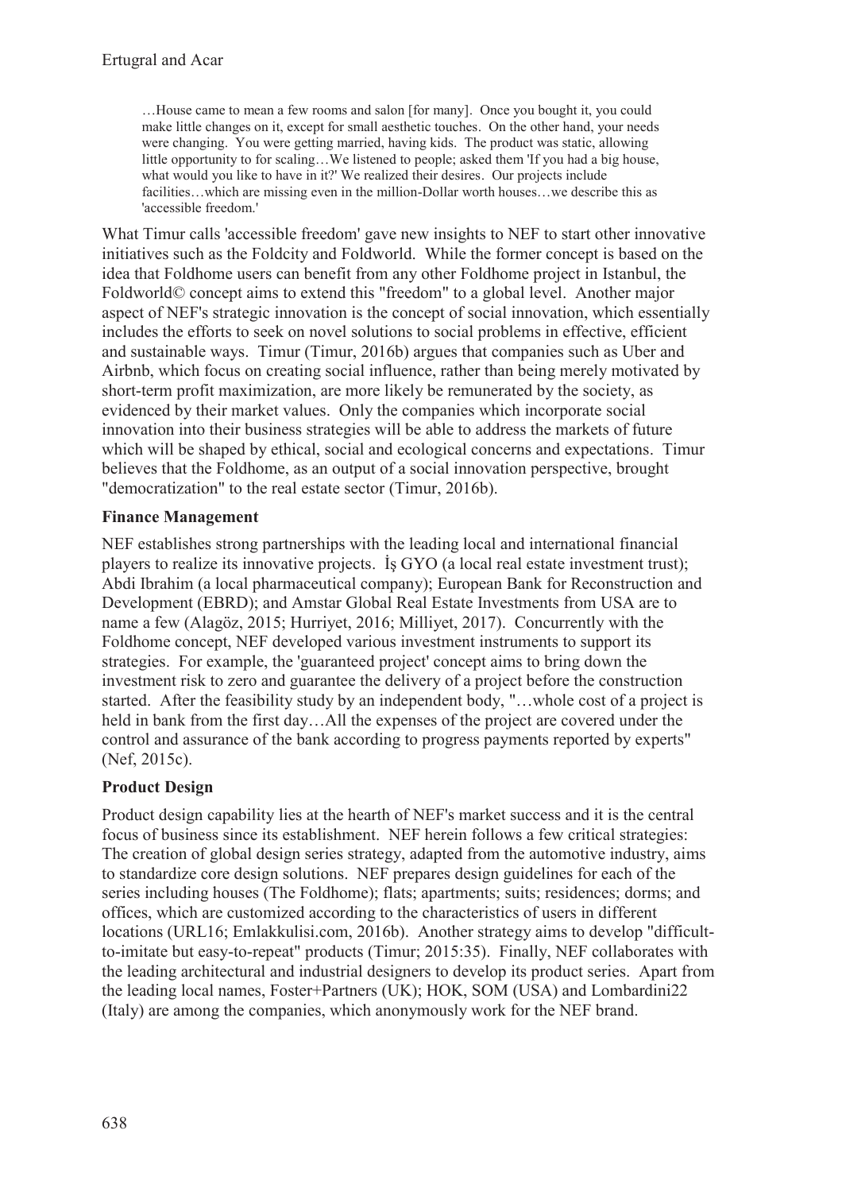> …House came to mean a few rooms and salon [for many]. Once you bought it, you could make little changes on it, except for small aesthetic touches. On the other hand, your needs were changing. You were getting married, having kids. The product was static, allowing little opportunity to for scaling…We listened to people; asked them 'If you had a big house, what would you like to have in it?' We realized their desires. Our projects include facilities…which are missing even in the million-Dollar worth houses…we describe this as 'accessible freedom.'

What Timur calls 'accessible freedom' gave new insights to NEF to start other innovative initiatives such as the Foldcity and Foldworld. While the former concept is based on the idea that Foldhome users can benefit from any other Foldhome project in Istanbul, the Foldworld© concept aims to extend this "freedom" to a global level. Another major aspect of NEF's strategic innovation is the concept of social innovation, which essentially includes the efforts to seek on novel solutions to social problems in effective, efficient and sustainable ways. Timur (Timur, 2016b) argues that companies such as Uber and Airbnb, which focus on creating social influence, rather than being merely motivated by short-term profit maximization, are more likely be remunerated by the society, as evidenced by their market values. Only the companies which incorporate social innovation into their business strategies will be able to address the markets of future which will be shaped by ethical, social and ecological concerns and expectations. Timur believes that the Foldhome, as an output of a social innovation perspective, brought "democratization" to the real estate sector (Timur, 2016b).

**Finance Management**

NEF establishes strong partnerships with the leading local and international financial players to realize its innovative projects. İş GYO (a local real estate investment trust); Abdi Ibrahim (a local pharmaceutical company); European Bank for Reconstruction and Development (EBRD); and Amstar Global Real Estate Investments from USA are to name a few (Alagöz, 2015; Hurriyet, 2016; Milliyet, 2017). Concurrently with the Foldhome concept, NEF developed various investment instruments to support its strategies. For example, the 'guaranteed project' concept aims to bring down the investment risk to zero and guarantee the delivery of a project before the construction started. After the feasibility study by an independent body, "…whole cost of a project is held in bank from the first day…All the expenses of the project are covered under the control and assurance of the bank according to progress payments reported by experts" (Nef, 2015c).

**Product Design**

Product design capability lies at the hearth of NEF's market success and it is the central focus of business since its establishment. NEF herein follows a few critical strategies: The creation of global design series strategy, adapted from the automotive industry, aims to standardize core design solutions. NEF prepares design guidelines for each of the series including houses (The Foldhome); flats; apartments; suits; residences; dorms; and offices, which are customized according to the characteristics of users in different locations (URL16; Emlakkulisi.com, 2016b). Another strategy aims to develop "difficult-to-imitate but easy-to-repeat" products (Timur; 2015:35). Finally, NEF collaborates with the leading architectural and industrial designers to develop its product series. Apart from the leading local names, Foster+Partners (UK); HOK, SOM (USA) and Lombardini22 (Italy) are among the companies, which anonymously work for the NEF brand.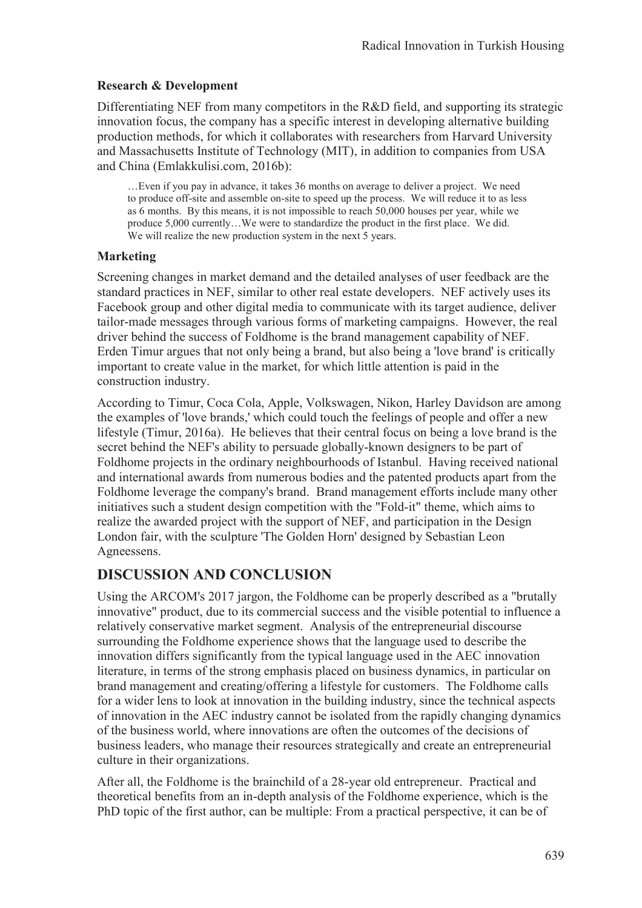### Research & Development

Differentiating NEF from many competitors in the R&D field, and supporting its strategic innovation focus, the company has a specific interest in developing alternative building production methods, for which it collaborates with researchers from Harvard University and Massachusetts Institute of Technology (MIT), in addition to companies from USA and China (Emlakkulisi.com, 2016b):

> …Even if you pay in advance, it takes 36 months on average to deliver a project. We need to produce off-site and assemble on-site to speed up the process. We will reduce it to as less as 6 months. By this means, it is not impossible to reach 50,000 houses per year, while we produce 5,000 currently…We were to standardize the product in the first place. We did. We will realize the new production system in the next 5 years.

### Marketing

Screening changes in market demand and the detailed analyses of user feedback are the standard practices in NEF, similar to other real estate developers. NEF actively uses its Facebook group and other digital media to communicate with its target audience, deliver tailor-made messages through various forms of marketing campaigns. However, the real driver behind the success of Foldhome is the brand management capability of NEF. Erden Timur argues that not only being a brand, but also being a 'love brand' is critically important to create value in the market, for which little attention is paid in the construction industry.

According to Timur, Coca Cola, Apple, Volkswagen, Nikon, Harley Davidson are among the examples of 'love brands,' which could touch the feelings of people and offer a new lifestyle (Timur, 2016a). He believes that their central focus on being a love brand is the secret behind the NEF's ability to persuade globally-known designers to be part of Foldhome projects in the ordinary neighbourhoods of Istanbul. Having received national and international awards from numerous bodies and the patented products apart from the Foldhome leverage the company's brand. Brand management efforts include many other initiatives such a student design competition with the "Fold-it" theme, which aims to realize the awarded project with the support of NEF, and participation in the Design London fair, with the sculpture 'The Golden Horn' designed by Sebastian Leon Agneessens.

## DISCUSSION AND CONCLUSION

Using the ARCOM's 2017 jargon, the Foldhome can be properly described as a "brutally innovative" product, due to its commercial success and the visible potential to influence a relatively conservative market segment. Analysis of the entrepreneurial discourse surrounding the Foldhome experience shows that the language used to describe the innovation differs significantly from the typical language used in the AEC innovation literature, in terms of the strong emphasis placed on business dynamics, in particular on brand management and creating/offering a lifestyle for customers. The Foldhome calls for a wider lens to look at innovation in the building industry, since the technical aspects of innovation in the AEC industry cannot be isolated from the rapidly changing dynamics of the business world, where innovations are often the outcomes of the decisions of business leaders, who manage their resources strategically and create an entrepreneurial culture in their organizations.

After all, the Foldhome is the brainchild of a 28-year old entrepreneur. Practical and theoretical benefits from an in-depth analysis of the Foldhome experience, which is the PhD topic of the first author, can be multiple: From a practical perspective, it can be of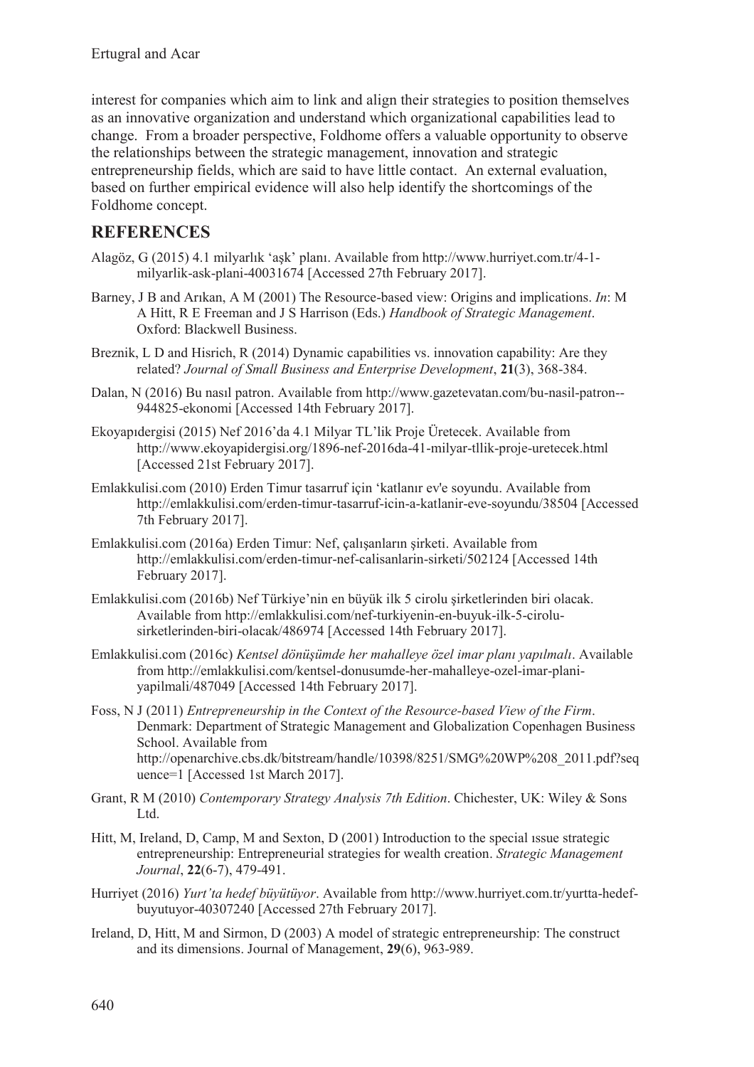interest for companies which aim to link and align their strategies to position themselves as an innovative organization and understand which organizational capabilities lead to change. From a broader perspective, Foldhome offers a valuable opportunity to observe the relationships between the strategic management, innovation and strategic entrepreneurship fields, which are said to have little contact. An external evaluation, based on further empirical evidence will also help identify the shortcomings of the Foldhome concept.

## REFERENCES

Alagöz, G (2015) 4.1 milyarlık 'aşk' planı. Available from http://www.hurriyet.com.tr/4-1-milyarlik-ask-plani-40031674 [Accessed 27th February 2017].

Barney, J B and Arıkan, A M (2001) The Resource-based view: Origins and implications. *In*: M A Hitt, R E Freeman and J S Harrison (Eds.) *Handbook of Strategic Management*. Oxford: Blackwell Business.

Breznik, L D and Hisrich, R (2014) Dynamic capabilities vs. innovation capability: Are they related? *Journal of Small Business and Enterprise Development*, **21**(3), 368-384.

Dalan, N (2016) Bu nasıl patron. Available from http://www.gazetevatan.com/bu-nasil-patron--944825-ekonomi [Accessed 14th February 2017].

Ekoyapıdergisi (2015) Nef 2016'da 4.1 Milyar TL'lik Proje Üretecek. Available from http://www.ekoyapidergisi.org/1896-nef-2016da-41-milyar-tllik-proje-uretecek.html [Accessed 21st February 2017].

Emlakkulisi.com (2010) Erden Timur tasarruf için 'katlanır ev'e soyundu. Available from http://emlakkulisi.com/erden-timur-tasarruf-icin-a-katlanir-eve-soyundu/38504 [Accessed 7th February 2017].

Emlakkulisi.com (2016a) Erden Timur: Nef, çalışanların şirketi. Available from http://emlakkulisi.com/erden-timur-nef-calisanlarin-sirketi/502124 [Accessed 14th February 2017].

Emlakkulisi.com (2016b) Nef Türkiye'nin en büyük ilk 5 cirolu şirketlerinden biri olacak. Available from http://emlakkulisi.com/nef-turkiyenin-en-buyuk-ilk-5-cirolu-sirketlerinden-biri-olacak/486974 [Accessed 14th February 2017].

Emlakkulisi.com (2016c) *Kentsel dönüşümde her mahalleye özel imar planı yapılmalı*. Available from http://emlakkulisi.com/kentsel-donusumde-her-mahalleye-ozel-imar-plani-yapilmali/487049 [Accessed 14th February 2017].

Foss, N J (2011) *Entrepreneurship in the Context of the Resource-based View of the Firm*. Denmark: Department of Strategic Management and Globalization Copenhagen Business School. Available from http://openarchive.cbs.dk/bitstream/handle/10398/8251/SMG%20WP%208_2011.pdf?sequence=1 [Accessed 1st March 2017].

Grant, R M (2010) *Contemporary Strategy Analysis 7th Edition*. Chichester, UK: Wiley & Sons Ltd.

Hitt, M, Ireland, D, Camp, M and Sexton, D (2001) Introduction to the special ıssue strategic entrepreneurship: Entrepreneurial strategies for wealth creation. *Strategic Management Journal*, **22**(6-7), 479-491.

Hurriyet (2016) *Yurt'ta hedef büyütüyor*. Available from http://www.hurriyet.com.tr/yurtta-hedef-buyutuyor-40307240 [Accessed 27th February 2017].

Ireland, D, Hitt, M and Sirmon, D (2003) A model of strategic entrepreneurship: The construct and its dimensions. Journal of Management, **29**(6), 963-989.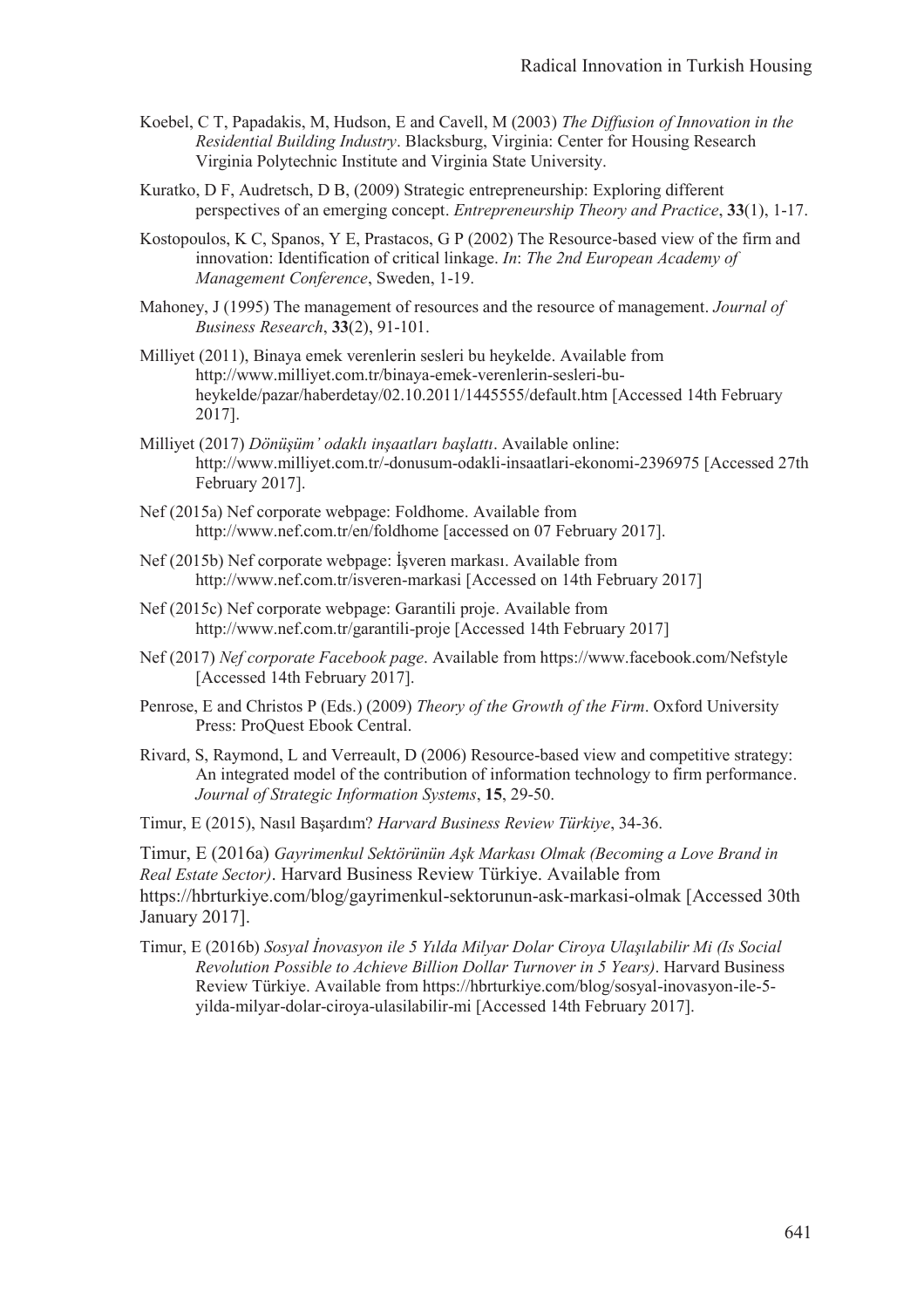Koebel, C T, Papadakis, M, Hudson, E and Cavell, M (2003) *The Diffusion of Innovation in the Residential Building Industry*. Blacksburg, Virginia: Center for Housing Research Virginia Polytechnic Institute and Virginia State University.

Kuratko, D F, Audretsch, D B, (2009) Strategic entrepreneurship: Exploring different perspectives of an emerging concept. *Entrepreneurship Theory and Practice*, **33**(1), 1-17.

Kostopoulos, K C, Spanos, Y E, Prastacos, G P (2002) The Resource-based view of the firm and innovation: Identification of critical linkage. *In*: *The 2nd European Academy of Management Conference*, Sweden, 1-19.

Mahoney, J (1995) The management of resources and the resource of management. *Journal of Business Research*, **33**(2), 91-101.

Milliyet (2011), Binaya emek verenlerin sesleri bu heykelde. Available from http://www.milliyet.com.tr/binaya-emek-verenlerin-sesleri-bu-heykelde/pazar/haberdetay/02.10.2011/1445555/default.htm [Accessed 14th February 2017].

Milliyet (2017) *Dönüşüm' odaklı inşaatları başlattı*. Available online: http://www.milliyet.com.tr/-donusum-odakli-insaatlari-ekonomi-2396975 [Accessed 27th February 2017].

Nef (2015a) Nef corporate webpage: Foldhome. Available from http://www.nef.com.tr/en/foldhome [accessed on 07 February 2017].

Nef (2015b) Nef corporate webpage: İşveren markası. Available from http://www.nef.com.tr/isveren-markasi [Accessed on 14th February 2017]

Nef (2015c) Nef corporate webpage: Garantili proje. Available from http://www.nef.com.tr/garantili-proje [Accessed 14th February 2017]

Nef (2017) *Nef corporate Facebook page*. Available from https://www.facebook.com/Nefstyle [Accessed 14th February 2017].

Penrose, E and Christos P (Eds.) (2009) *Theory of the Growth of the Firm*. Oxford University Press: ProQuest Ebook Central.

Rivard, S, Raymond, L and Verreault, D (2006) Resource-based view and competitive strategy: An integrated model of the contribution of information technology to firm performance. *Journal of Strategic Information Systems*, **15**, 29-50.

Timur, E (2015), Nasıl Başardım? *Harvard Business Review Türkiye*, 34-36.

Timur, E (2016a) *Gayrimenkul Sektörünün Aşk Markası Olmak (Becoming a Love Brand in Real Estate Sector)*. Harvard Business Review Türkiye. Available from https://hbrturkiye.com/blog/gayrimenkul-sektorunun-ask-markasi-olmak [Accessed 30th January 2017].

Timur, E (2016b) *Sosyal İnovasyon ile 5 Yılda Milyar Dolar Ciroya Ulaşılabilir Mi (Is Social Revolution Possible to Achieve Billion Dollar Turnover in 5 Years)*. Harvard Business Review Türkiye. Available from https://hbrturkiye.com/blog/sosyal-inovasyon-ile-5-yilda-milyar-dolar-ciroya-ulasilabilir-mi [Accessed 14th February 2017].